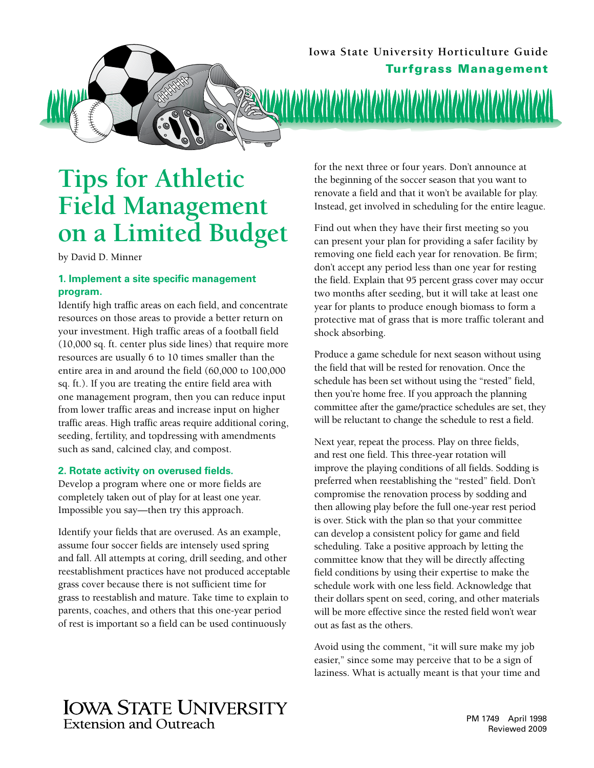Iowa State University Horticulture Guide

**Turfgrass Management**

# Tips for Athletic Field Management on a Limited Budget

by David D. Minner

### 1. Implement a site specific management program.

Identify high traffic areas on each field, and concentrate resources on those areas to provide a better return on your investment. High traffic areas of a football field (10,000 sq. ft. center plus side lines) that require more resources are usually 6 to 10 times smaller than the entire area in and around the field (60,000 to 100,000 sq. ft.). If you are treating the entire field area with one management program, then you can reduce input from lower traffic areas and increase input on higher traffic areas. High traffic areas require additional coring, seeding, fertility, and topdressing with amendments such as sand, calcined clay, and compost.

### 2. Rotate activity on overused fields.

Develop a program where one or more fields are completely taken out of play for at least one year. Impossible you say—then try this approach.

Identify your fields that are overused. As an example, assume four soccer fields are intensely used spring and fall. All attempts at coring, drill seeding, and other reestablishment practices have not produced acceptable grass cover because there is not sufficient time for grass to reestablish and mature. Take time to explain to parents, coaches, and others that this one-year period of rest is important so a field can be used continuously for the next three or four years. Don't announce at the beginning of the soccer season that you want to renovate a field and that it won't be available for play. Instead, get involved in scheduling for the entire league.

Find out when they have their first meeting so you can present your plan for providing a safer facility by removing one field each year for renovation. Be firm; don't accept any period less than one year for resting the field. Explain that 95 percent grass cover may occur two months after seeding, but it will take at least one year for plants to produce enough biomass to form a protective mat of grass that is more traffic tolerant and shock absorbing.

Produce a game schedule for next season without using the field that will be rested for renovation. Once the schedule has been set without using the "rested" field, then you're home free. If you approach the planning committee after the game/practice schedules are set, they will be reluctant to change the schedule to rest a field.

Next year, repeat the process. Play on three fields, and rest one field. This three-year rotation will improve the playing conditions of all fields. Sodding is preferred when reestablishing the "rested" field. Don't compromise the renovation process by sodding and then allowing play before the full one-year rest period is over. Stick with the plan so that your committee can develop a consistent policy for game and field scheduling. Take a positive approach by letting the committee know that they will be directly affecting field conditions by using their expertise to make the schedule work with one less field. Acknowledge that their dollars spent on seed, coring, and other materials will be more effective since the rested field won't wear out as fast as the others.

Avoid using the comment, "it will sure make my job easier," since some may perceive that to be a sign of laziness. What is actually meant is that your time and

Iowa State University Extension and Outreach

PM 1749 April 1998
Reviewed 2009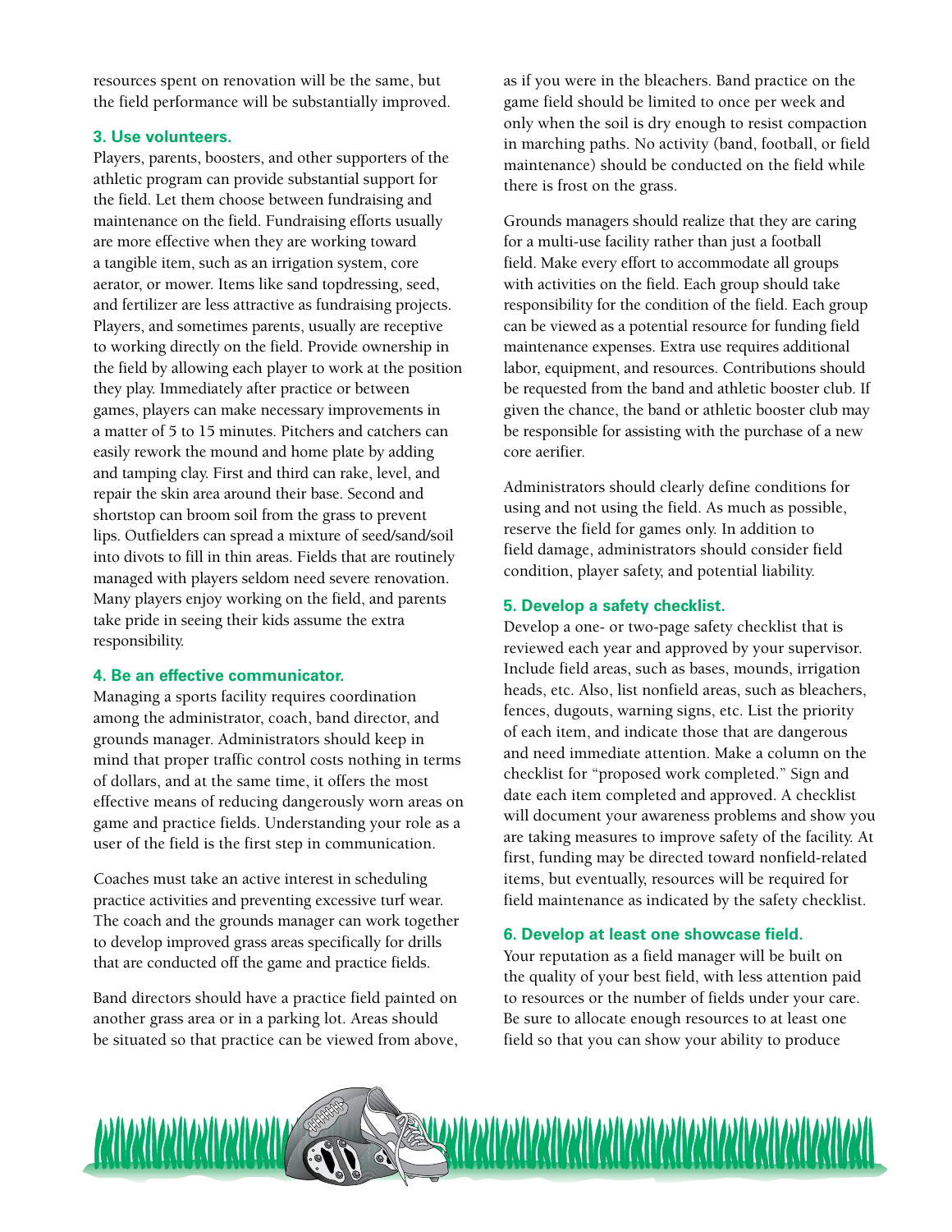resources spent on renovation will be the same, but the field performance will be substantially improved.

### 3. Use volunteers.

Players, parents, boosters, and other supporters of the athletic program can provide substantial support for the field. Let them choose between fundraising and maintenance on the field. Fundraising efforts usually are more effective when they are working toward a tangible item, such as an irrigation system, core aerator, or mower. Items like sand topdressing, seed, and fertilizer are less attractive as fundraising projects. Players, and sometimes parents, usually are receptive to working directly on the field. Provide ownership in the field by allowing each player to work at the position they play. Immediately after practice or between games, players can make necessary improvements in a matter of 5 to 15 minutes. Pitchers and catchers can easily rework the mound and home plate by adding and tamping clay. First and third can rake, level, and repair the skin area around their base. Second and shortstop can broom soil from the grass to prevent lips. Outfielders can spread a mixture of seed/sand/soil into divots to fill in thin areas. Fields that are routinely managed with players seldom need severe renovation. Many players enjoy working on the field, and parents take pride in seeing their kids assume the extra responsibility.

### 4. Be an effective communicator.

Managing a sports facility requires coordination among the administrator, coach, band director, and grounds manager. Administrators should keep in mind that proper traffic control costs nothing in terms of dollars, and at the same time, it offers the most effective means of reducing dangerously worn areas on game and practice fields. Understanding your role as a user of the field is the first step in communication.

Coaches must take an active interest in scheduling practice activities and preventing excessive turf wear. The coach and the grounds manager can work together to develop improved grass areas specifically for drills that are conducted off the game and practice fields.

Band directors should have a practice field painted on another grass area or in a parking lot. Areas should be situated so that practice can be viewed from above, as if you were in the bleachers. Band practice on the game field should be limited to once per week and only when the soil is dry enough to resist compaction in marching paths. No activity (band, football, or field maintenance) should be conducted on the field while there is frost on the grass.

Grounds managers should realize that they are caring for a multi-use facility rather than just a football field. Make every effort to accommodate all groups with activities on the field. Each group should take responsibility for the condition of the field. Each group can be viewed as a potential resource for funding field maintenance expenses. Extra use requires additional labor, equipment, and resources. Contributions should be requested from the band and athletic booster club. If given the chance, the band or athletic booster club may be responsible for assisting with the purchase of a new core aerifier.

Administrators should clearly define conditions for using and not using the field. As much as possible, reserve the field for games only. In addition to field damage, administrators should consider field condition, player safety, and potential liability.

### 5. Develop a safety checklist.

Develop a one- or two-page safety checklist that is reviewed each year and approved by your supervisor. Include field areas, such as bases, mounds, irrigation heads, etc. Also, list nonfield areas, such as bleachers, fences, dugouts, warning signs, etc. List the priority of each item, and indicate those that are dangerous and need immediate attention. Make a column on the checklist for "proposed work completed." Sign and date each item completed and approved. A checklist will document your awareness problems and show you are taking measures to improve safety of the facility. At first, funding may be directed toward nonfield-related items, but eventually, resources will be required for field maintenance as indicated by the safety checklist.

### 6. Develop at least one showcase field.

Your reputation as a field manager will be built on the quality of your best field, with less attention paid to resources or the number of fields under your care. Be sure to allocate enough resources to at least one field so that you can show your ability to produce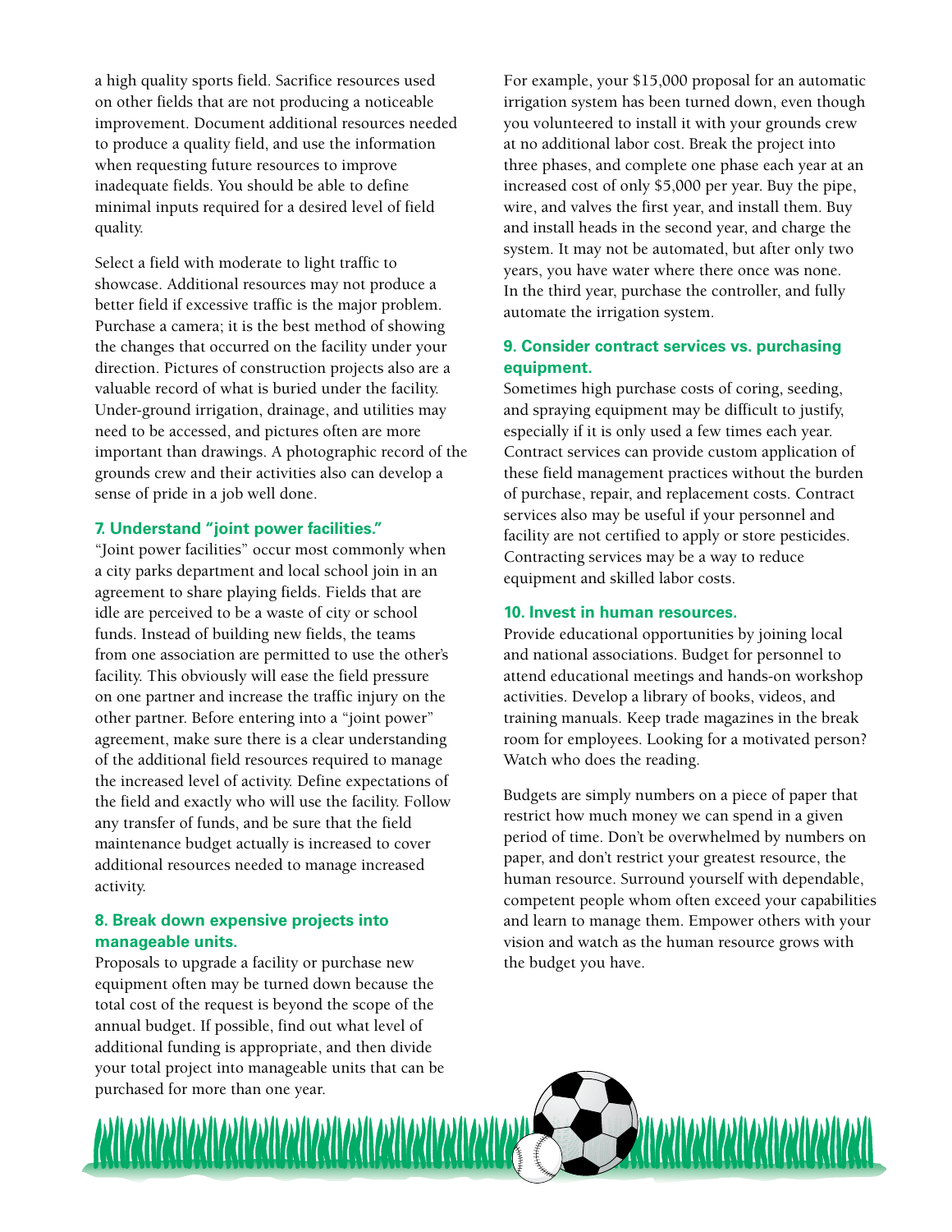a high quality sports field. Sacrifice resources used on other fields that are not producing a noticeable improvement. Document additional resources needed to produce a quality field, and use the information when requesting future resources to improve inadequate fields. You should be able to define minimal inputs required for a desired level of field quality.

Select a field with moderate to light traffic to showcase. Additional resources may not produce a better field if excessive traffic is the major problem. Purchase a camera; it is the best method of showing the changes that occurred on the facility under your direction. Pictures of construction projects also are a valuable record of what is buried under the facility. Under-ground irrigation, drainage, and utilities may need to be accessed, and pictures often are more important than drawings. A photographic record of the grounds crew and their activities also can develop a sense of pride in a job well done.

### 7. Understand "joint power facilities."

"Joint power facilities" occur most commonly when a city parks department and local school join in an agreement to share playing fields. Fields that are idle are perceived to be a waste of city or school funds. Instead of building new fields, the teams from one association are permitted to use the other's facility. This obviously will ease the field pressure on one partner and increase the traffic injury on the other partner. Before entering into a "joint power" agreement, make sure there is a clear understanding of the additional field resources required to manage the increased level of activity. Define expectations of the field and exactly who will use the facility. Follow any transfer of funds, and be sure that the field maintenance budget actually is increased to cover additional resources needed to manage increased activity.

### 8. Break down expensive projects into manageable units.

Proposals to upgrade a facility or purchase new equipment often may be turned down because the total cost of the request is beyond the scope of the annual budget. If possible, find out what level of additional funding is appropriate, and then divide your total project into manageable units that can be purchased for more than one year.

For example, your $15,000 proposal for an automatic irrigation system has been turned down, even though you volunteered to install it with your grounds crew at no additional labor cost. Break the project into three phases, and complete one phase each year at an increased cost of only $5,000 per year. Buy the pipe, wire, and valves the first year, and install them. Buy and install heads in the second year, and charge the system. It may not be automated, but after only two years, you have water where there once was none. In the third year, purchase the controller, and fully automate the irrigation system.

### 9. Consider contract services vs. purchasing equipment.

Sometimes high purchase costs of coring, seeding, and spraying equipment may be difficult to justify, especially if it is only used a few times each year. Contract services can provide custom application of these field management practices without the burden of purchase, repair, and replacement costs. Contract services also may be useful if your personnel and facility are not certified to apply or store pesticides. Contracting services may be a way to reduce equipment and skilled labor costs.

### 10. Invest in human resources.

Provide educational opportunities by joining local and national associations. Budget for personnel to attend educational meetings and hands-on workshop activities. Develop a library of books, videos, and training manuals. Keep trade magazines in the break room for employees. Looking for a motivated person? Watch who does the reading.

Budgets are simply numbers on a piece of paper that restrict how much money we can spend in a given period of time. Don't be overwhelmed by numbers on paper, and don't restrict your greatest resource, the human resource. Surround yourself with dependable, competent people whom often exceed your capabilities and learn to manage them. Empower others with your vision and watch as the human resource grows with the budget you have.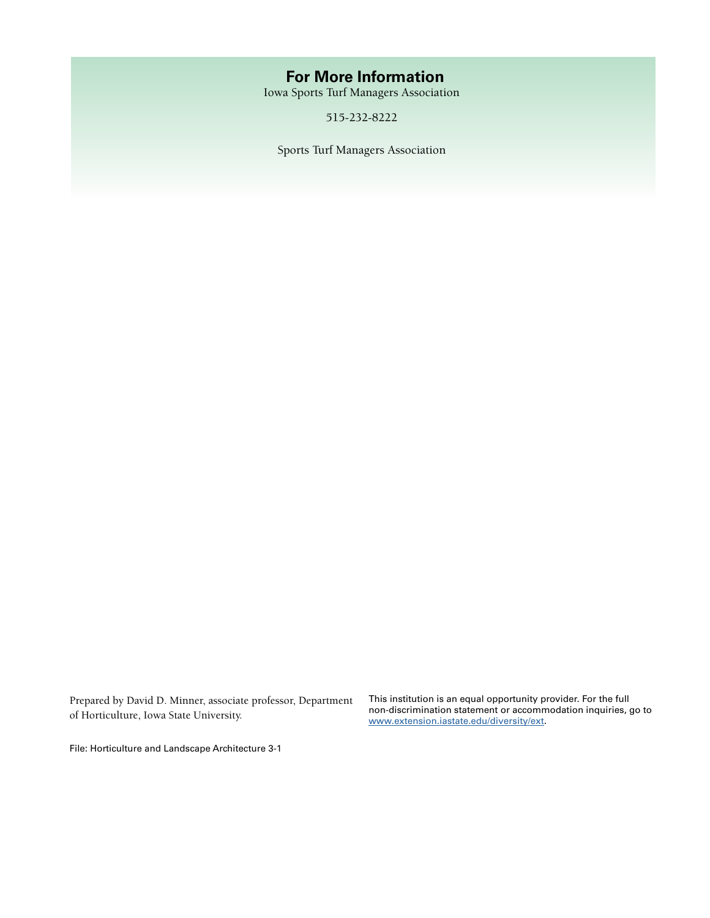## For More Information

Iowa Sports Turf Managers Association

515-232-8222

Sports Turf Managers Association

Prepared by David D. Minner, associate professor, Department of Horticulture, Iowa State University.

This institution is an equal opportunity provider. For the full non-discrimination statement or accommodation inquiries, go to www.extension.iastate.edu/diversity/ext.

File: Horticulture and Landscape Architecture 3-1